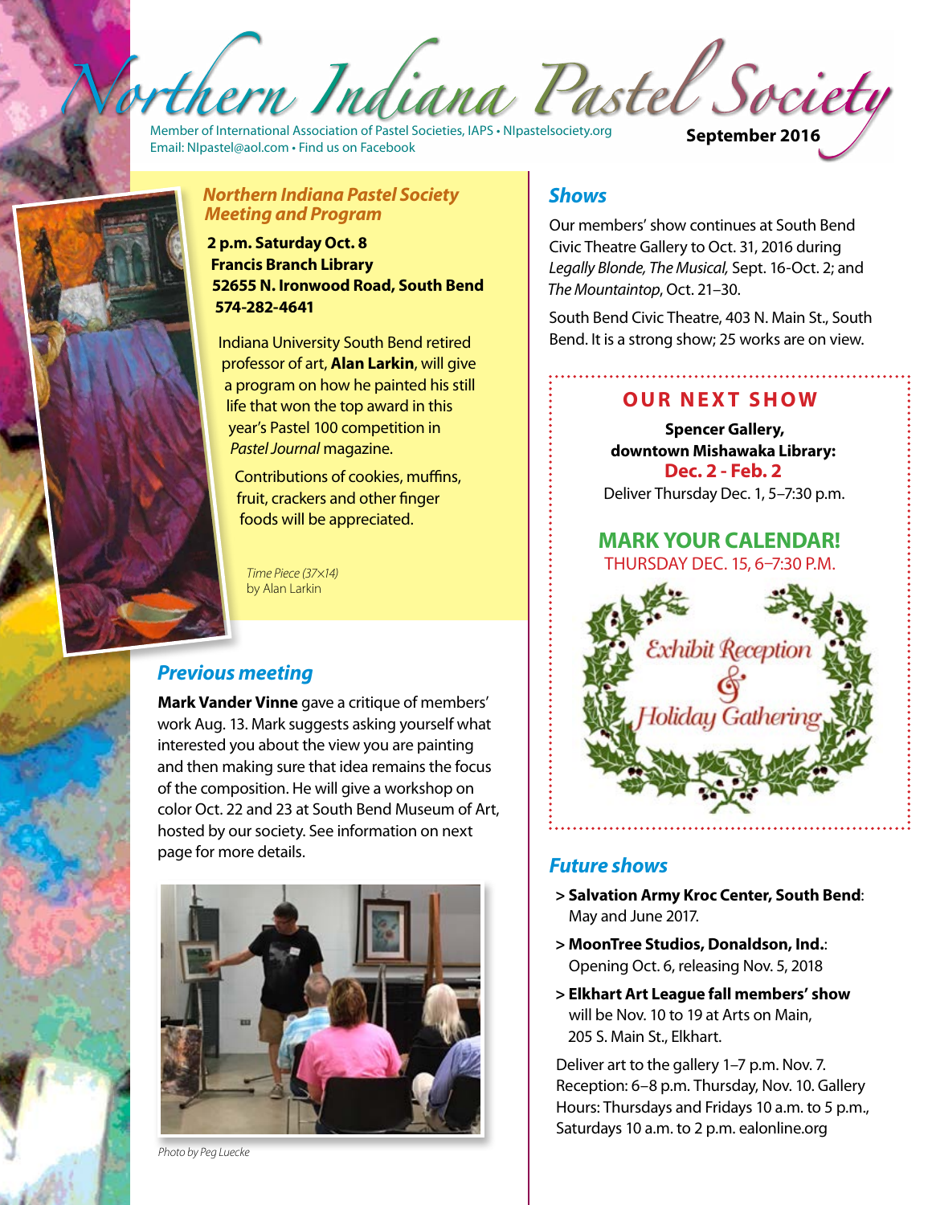# Northern Indiana Pastel Society

Member of International Association of Pastel Societies, IAPS • NIpastelsociety.org
Email: NIpastel@aol.com • Find us on Facebook

**September 2016**

## *Northern Indiana Pastel Society Meeting and Program*

**2 p.m. Saturday Oct. 8**
**Francis Branch Library**
**52655 N. Ironwood Road, South Bend**
**574-282-4641**

Indiana University South Bend retired professor of art, **Alan Larkin**, will give a program on how he painted his still life that won the top award in this year's Pastel 100 competition in *Pastel Journal* magazine.

Contributions of cookies, muffins, fruit, crackers and other finger foods will be appreciated.

*Time Piece (37×14)*
by Alan Larkin

## *Previous meeting*

**Mark Vander Vinne** gave a critique of members' work Aug. 13. Mark suggests asking yourself what interested you about the view you are painting and then making sure that idea remains the focus of the composition. He will give a workshop on color Oct. 22 and 23 at South Bend Museum of Art, hosted by our society. See information on next page for more details.

*Photo by Peg Luecke*

## *Shows*

Our members' show continues at South Bend Civic Theatre Gallery to Oct. 31, 2016 during *Legally Blonde, The Musical,* Sept. 16-Oct. 2; and *The Mountaintop*, Oct. 21–30.

South Bend Civic Theatre, 403 N. Main St., South Bend. It is a strong show; 25 works are on view.

### OUR NEXT SHOW

**Spencer Gallery,**
**downtown Mishawaka Library:**
**Dec. 2 - Feb. 2**
Deliver Thursday Dec. 1, 5–7:30 p.m.

**MARK YOUR CALENDAR!**
THURSDAY DEC. 15, 6–7:30 P.M.

Exhibit Reception & Holiday Gathering

## *Future shows*

- **Salvation Army Kroc Center, South Bend**: May and June 2017.
- **MoonTree Studios, Donaldson, Ind.**: Opening Oct. 6, releasing Nov. 5, 2018
- **Elkhart Art League fall members' show** will be Nov. 10 to 19 at Arts on Main, 205 S. Main St., Elkhart.

Deliver art to the gallery 1–7 p.m. Nov. 7. Reception: 6–8 p.m. Thursday, Nov. 10. Gallery Hours: Thursdays and Fridays 10 a.m. to 5 p.m., Saturdays 10 a.m. to 2 p.m. ealonline.org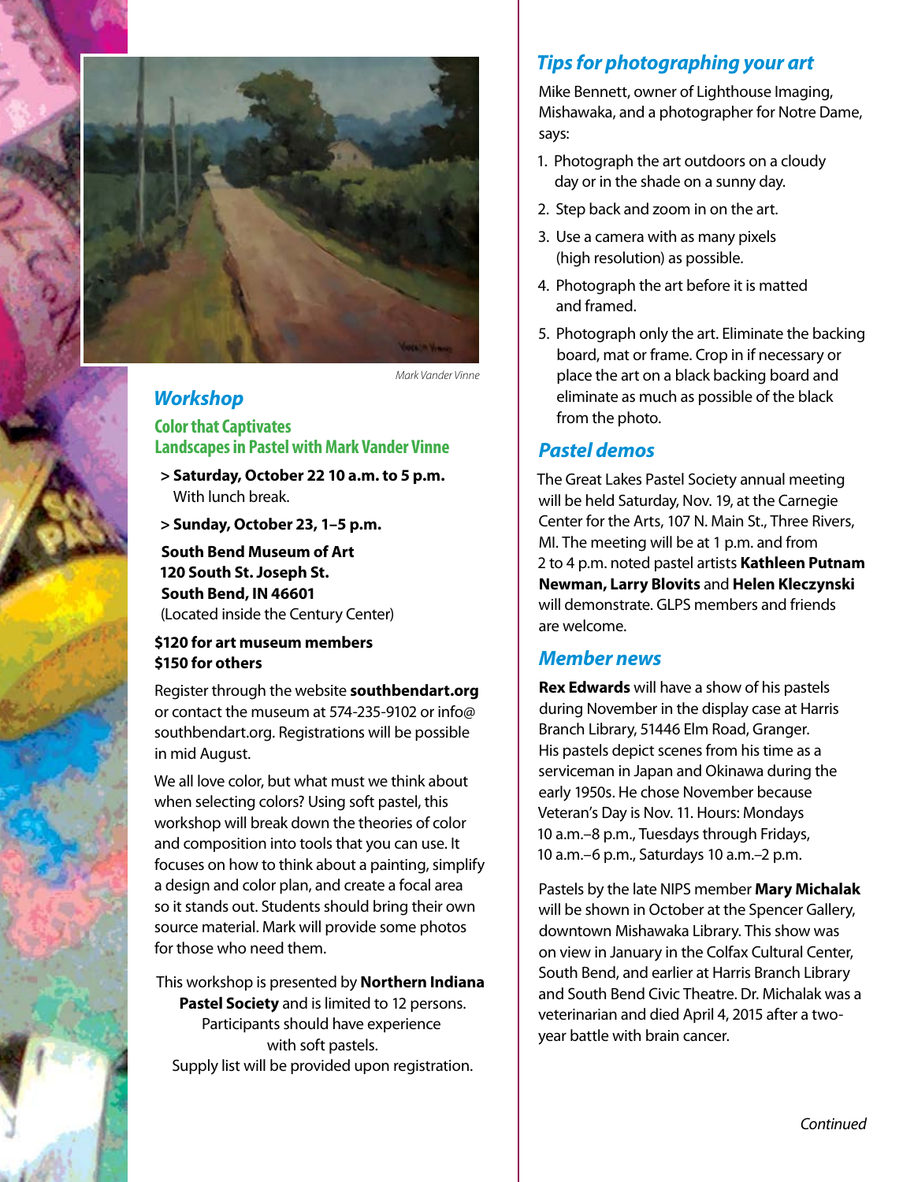Mark Vander Vinne

## Workshop

### Color that Captivates
### Landscapes in Pastel with Mark Vander Vinne

> **Saturday, October 22 10 a.m. to 5 p.m.**
> With lunch break.

> **Sunday, October 23, 1–5 p.m.**

**South Bend Museum of Art**
**120 South St. Joseph St.**
**South Bend, IN 46601**
(Located inside the Century Center)

**$120 for art museum members**
**$150 for others**

Register through the website **southbendart.org** or contact the museum at 574-235-9102 or info@southbendart.org. Registrations will be possible in mid August.

We all love color, but what must we think about when selecting colors? Using soft pastel, this workshop will break down the theories of color and composition into tools that you can use. It focuses on how to think about a painting, simplify a design and color plan, and create a focal area so it stands out. Students should bring their own source material. Mark will provide some photos for those who need them.

This workshop is presented by **Northern Indiana Pastel Society** and is limited to 12 persons. Participants should have experience with soft pastels. Supply list will be provided upon registration.

## Tips for photographing your art

Mike Bennett, owner of Lighthouse Imaging, Mishawaka, and a photographer for Notre Dame, says:

1. Photograph the art outdoors on a cloudy day or in the shade on a sunny day.
2. Step back and zoom in on the art.
3. Use a camera with as many pixels (high resolution) as possible.
4. Photograph the art before it is matted and framed.
5. Photograph only the art. Eliminate the backing board, mat or frame. Crop in if necessary or place the art on a black backing board and eliminate as much as possible of the black from the photo.

## Pastel demos

The Great Lakes Pastel Society annual meeting will be held Saturday, Nov. 19, at the Carnegie Center for the Arts, 107 N. Main St., Three Rivers, MI. The meeting will be at 1 p.m. and from 2 to 4 p.m. noted pastel artists **Kathleen Putnam Newman, Larry Blovits** and **Helen Kleczynski** will demonstrate. GLPS members and friends are welcome.

## Member news

**Rex Edwards** will have a show of his pastels during November in the display case at Harris Branch Library, 51446 Elm Road, Granger. His pastels depict scenes from his time as a serviceman in Japan and Okinawa during the early 1950s. He chose November because Veteran's Day is Nov. 11. Hours: Mondays 10 a.m.–8 p.m., Tuesdays through Fridays, 10 a.m.–6 p.m., Saturdays 10 a.m.–2 p.m.

Pastels by the late NIPS member **Mary Michalak** will be shown in October at the Spencer Gallery, downtown Mishawaka Library. This show was on view in January in the Colfax Cultural Center, South Bend, and earlier at Harris Branch Library and South Bend Civic Theatre. Dr. Michalak was a veterinarian and died April 4, 2015 after a two-year battle with brain cancer.

*Continued*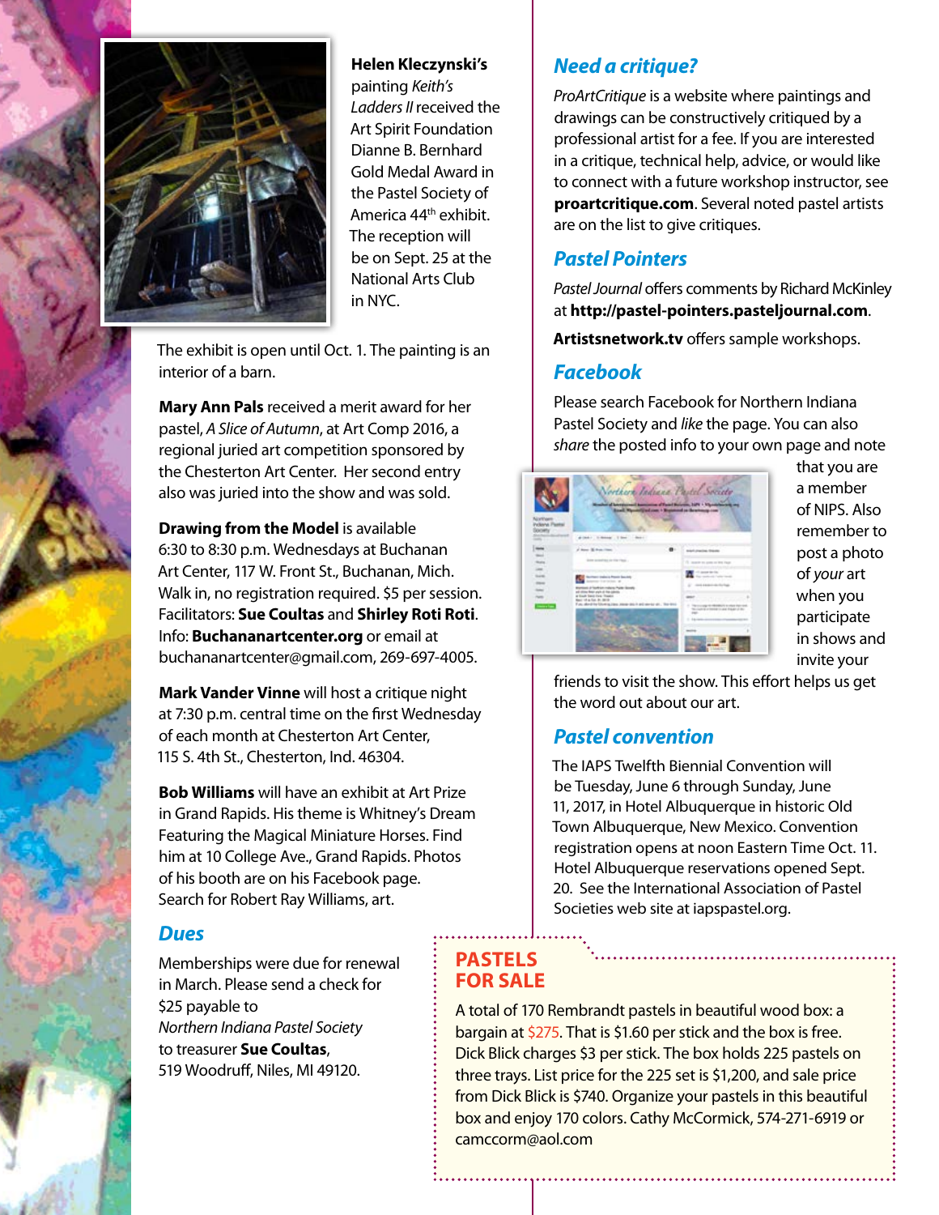**Helen Kleczynski's** painting *Keith's Ladders II* received the Art Spirit Foundation Dianne B. Bernhard Gold Medal Award in the Pastel Society of America 44th exhibit. The reception will be on Sept. 25 at the National Arts Club in NYC.

The exhibit is open until Oct. 1. The painting is an interior of a barn.

**Mary Ann Pals** received a merit award for her pastel, *A Slice of Autumn*, at Art Comp 2016, a regional juried art competition sponsored by the Chesterton Art Center. Her second entry also was juried into the show and was sold.

**Drawing from the Model** is available 6:30 to 8:30 p.m. Wednesdays at Buchanan Art Center, 117 W. Front St., Buchanan, Mich. Walk in, no registration required. $5 per session. Facilitators: **Sue Coultas** and **Shirley Roti Roti**. Info: **Buchananartcenter.org** or email at buchananartcenter@gmail.com, 269-697-4005.

**Mark Vander Vinne** will host a critique night at 7:30 p.m. central time on the first Wednesday of each month at Chesterton Art Center, 115 S. 4th St., Chesterton, Ind. 46304.

**Bob Williams** will have an exhibit at Art Prize in Grand Rapids. His theme is Whitney's Dream Featuring the Magical Miniature Horses. Find him at 10 College Ave., Grand Rapids. Photos of his booth are on his Facebook page. Search for Robert Ray Williams, art.

## *Dues*

Memberships were due for renewal in March. Please send a check for $25 payable to *Northern Indiana Pastel Society* to treasurer **Sue Coultas**, 519 Woodruff, Niles, MI 49120.

## *Need a critique?*

*ProArtCritique* is a website where paintings and drawings can be constructively critiqued by a professional artist for a fee. If you are interested in a critique, technical help, advice, or would like to connect with a future workshop instructor, see **proartcritique.com**. Several noted pastel artists are on the list to give critiques.

## *Pastel Pointers*

*Pastel Journal* offers comments by Richard McKinley at **http://pastel-pointers.pasteljournal.com**.

**Artistsnetwork.tv** offers sample workshops.

## *Facebook*

Please search Facebook for Northern Indiana Pastel Society and *like* the page. You can also *share* the posted info to your own page and note that you are a member of NIPS. Also remember to post a photo of *your* art when you participate in shows and invite your friends to visit the show. This effort helps us get the word out about our art.

## *Pastel convention*

The IAPS Twelfth Biennial Convention will be Tuesday, June 6 through Sunday, June 11, 2017, in Hotel Albuquerque in historic Old Town Albuquerque, New Mexico. Convention registration opens at noon Eastern Time Oct. 11. Hotel Albuquerque reservations opened Sept. 20. See the International Association of Pastel Societies web site at iapspastel.org.

## PASTELS FOR SALE

A total of 170 Rembrandt pastels in beautiful wood box: a bargain at $275. That is $1.60 per stick and the box is free. Dick Blick charges $3 per stick. The box holds 225 pastels on three trays. List price for the 225 set is $1,200, and sale price from Dick Blick is $740. Organize your pastels in this beautiful box and enjoy 170 colors. Cathy McCormick, 574-271-6919 or camccorm@aol.com